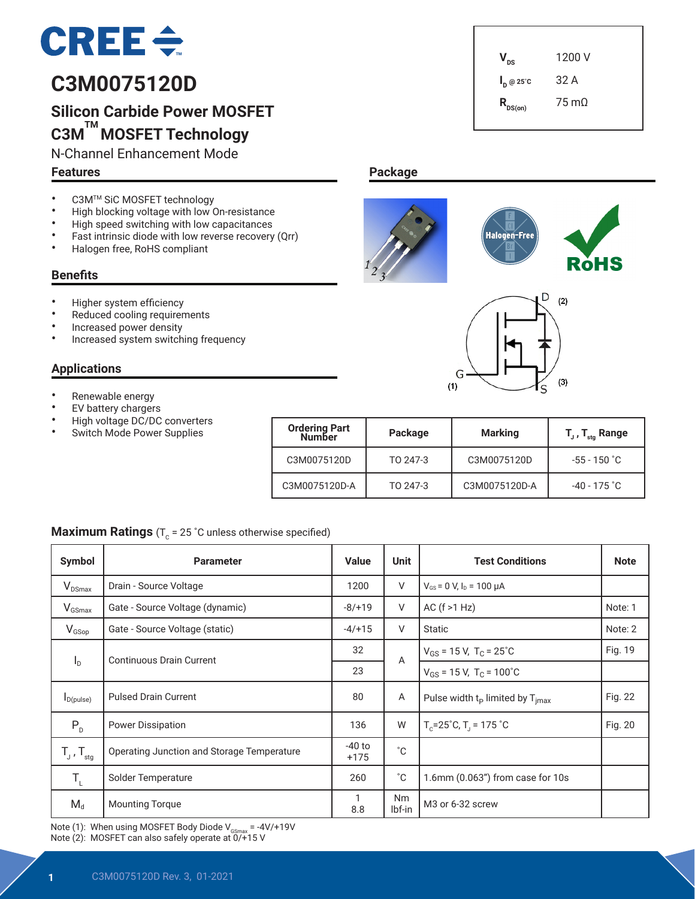# C3M0075120D

## Silicon Carbide Power MOSFET
## C3M™ MOSFET Technology

N-Channel Enhancement Mode

| | |
|---|---|
| $V_{DS}$ | 1200 V |
| $I_D$ @ 25˚C | 32 A |
| $R_{DS(on)}$ | 75 mΩ |

### Features

- C3M™ SiC MOSFET technology
- High blocking voltage with low On-resistance
- High speed switching with low capacitances
- Fast intrinsic diode with low reverse recovery (Qrr)
- Halogen free, RoHS compliant

### Package

### Benefits

- Higher system efficiency
- Reduced cooling requirements
- Increased power density
- Increased system switching frequency

### Applications

- Renewable energy
- EV battery chargers
- High voltage DC/DC converters
- Switch Mode Power Supplies

| Ordering Part Number | Package | Marking | $T_J$ , $T_{stg}$ Range |
|---|---|---|---|
| C3M0075120D | TO 247-3 | C3M0075120D | -55 - 150 ˚C |
| C3M0075120D-A | TO 247-3 | C3M0075120D-A | -40 - 175 ˚C |

### Maximum Ratings ($T_C$ = 25 ˚C unless otherwise specified)

| Symbol | Parameter | Value | Unit | Test Conditions | Note |
|---|---|---|---|---|---|
| $V_{DSmax}$ | Drain - Source Voltage | 1200 | V | $V_{GS}$ = 0 V, $I_D$ = 100 μA | |
| $V_{GSmax}$ | Gate - Source Voltage (dynamic) | -8/+19 | V | AC (f >1 Hz) | Note: 1 |
| $V_{GSop}$ | Gate - Source Voltage (static) | -4/+15 | V | Static | Note: 2 |
| $I_D$ | Continuous Drain Current | 32 | A | $V_{GS}$ = 15 V, $T_C$ = 25˚C | Fig. 19 |
| | | 23 | | $V_{GS}$ = 15 V, $T_C$ = 100˚C | |
| $I_{D(pulse)}$ | Pulsed Drain Current | 80 | A | Pulse width $t_P$ limited by $T_{jmax}$ | Fig. 22 |
| $P_D$ | Power Dissipation | 136 | W | $T_C$=25˚C, $T_J$ = 175 ˚C | Fig. 20 |
| $T_J$ , $T_{stg}$ | Operating Junction and Storage Temperature | -40 to +175 | ˚C | | |
| $T_L$ | Solder Temperature | 260 | ˚C | 1.6mm (0.063") from case for 10s | |
| $M_d$ | Mounting Torque | 1<br>8.8 | Nm<br>lbf-in | M3 or 6-32 screw | |

Note (1): When using MOSFET Body Diode $V_{GSmax}$ = -4V/+19V
Note (2): MOSFET can also safely operate at 0/+15 V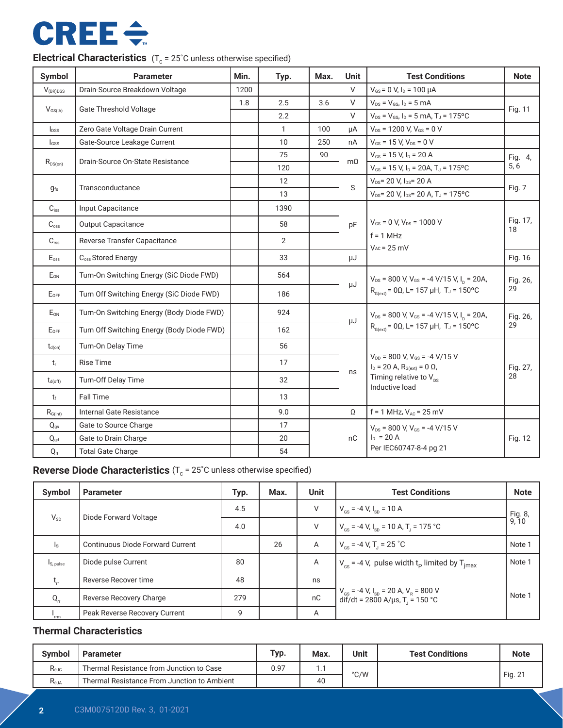## Electrical Characteristics ($T_C$ = 25˚C unless otherwise specified)

| Symbol | Parameter | Min. | Typ. | Max. | Unit | Test Conditions | Note |
|---|---|---|---|---|---|---|---|
| $V_{(BR)DSS}$ | Drain-Source Breakdown Voltage | 1200 | | | V | $V_{GS}$ = 0 V, $I_D$ = 100 μA | |
| $V_{GS(th)}$ | Gate Threshold Voltage | 1.8 | 2.5 | 3.6 | V | $V_{DS}$ = $V_{GS}$, $I_D$ = 5 mA | Fig. 11 |
| | | | 2.2 | | V | $V_{DS}$ = $V_{GS}$, $I_D$ = 5 mA, $T_J$ = 175ºC | |
| $I_{DSS}$ | Zero Gate Voltage Drain Current | | 1 | 100 | μA | $V_{DS}$ = 1200 V, $V_{GS}$ = 0 V | |
| $I_{GSS}$ | Gate-Source Leakage Current | | 10 | 250 | nA | $V_{GS}$ = 15 V, $V_{DS}$ = 0 V | |
| $R_{DS(on)}$ | Drain-Source On-State Resistance | | 75 | 90 | mΩ | $V_{GS}$ = 15 V, $I_D$ = 20 A | Fig. 4, 5, 6 |
| | | | 120 | | | $V_{GS}$ = 15 V, $I_D$ = 20A, $T_J$ = 175ºC | |
| $g_{fs}$ | Transconductance | | 12 | | S | $V_{DS}$= 20 V, $I_{DS}$= 20 A | Fig. 7 |
| | | | 13 | | | $V_{DS}$= 20 V, $I_{DS}$= 20 A, $T_J$ = 175ºC | |
| $C_{iss}$ | Input Capacitance | | 1390 | | pF | $V_{GS}$ = 0 V, $V_{DS}$ = 1000 V<br>f = 1 MHz<br>$V_{AC}$ = 25 mV | Fig. 17, 18 |
| $C_{oss}$ | Output Capacitance | | 58 | | | | |
| $C_{rss}$ | Reverse Transfer Capacitance | | 2 | | | | |
| $E_{oss}$ | $C_{oss}$ Stored Energy | | 33 | | μJ | | Fig. 16 |
| $E_{ON}$ | Turn-On Switching Energy (SiC Diode FWD) | | 564 | | μJ | $V_{DS}$ = 800 V, $V_{GS}$ = -4 V/15 V, $I_D$ = 20A, $R_{G(ext)}$ = 0Ω, L= 157 μH, $T_J$ = 150ºC | Fig. 26, 29 |
| $E_{OFF}$ | Turn Off Switching Energy (SiC Diode FWD) | | 186 | | | | |
| $E_{ON}$ | Turn-On Switching Energy (Body Diode FWD) | | 924 | | μJ | $V_{DS}$ = 800 V, $V_{GS}$ = -4 V/15 V, $I_D$ = 20A, $R_{G(ext)}$ = 0Ω, L= 157 μH, $T_J$ = 150ºC | Fig. 26, 29 |
| $E_{OFF}$ | Turn Off Switching Energy (Body Diode FWD) | | 162 | | | | |
| $t_{d(on)}$ | Turn-On Delay Time | | 56 | | ns | $V_{DD}$ = 800 V, $V_{GS}$ = -4 V/15 V<br>$I_D$ = 20 A, $R_{G(ext)}$ = 0 Ω,<br>Timing relative to $V_{DS}$<br>Inductive load | Fig. 27, 28 |
| $t_r$ | Rise Time | | 17 | | | | |
| $t_{d(off)}$ | Turn-Off Delay Time | | 32 | | | | |
| $t_f$ | Fall Time | | 13 | | | | |
| $R_{G(int)}$ | Internal Gate Resistance | | 9.0 | | Ω | f = 1 MHz, $V_{AC}$ = 25 mV | |
| $Q_{gs}$ | Gate to Source Charge | | 17 | | nC | $V_{DS}$ = 800 V, $V_{GS}$ = -4 V/15 V<br>$I_D$ = 20 A<br>Per IEC60747-8-4 pg 21 | Fig. 12 |
| $Q_{gd}$ | Gate to Drain Charge | | 20 | | | | |
| $Q_g$ | Total Gate Charge | | 54 | | | | |

## Reverse Diode Characteristics ($T_C$ = 25˚C unless otherwise specified)

| Symbol | Parameter | Typ. | Max. | Unit | Test Conditions | Note |
|---|---|---|---|---|---|---|
| $V_{SD}$ | Diode Forward Voltage | 4.5 | | V | $V_{GS}$ = -4 V, $I_{SD}$ = 10 A | Fig. 8, 9, 10 |
| | | 4.0 | | V | $V_{GS}$ = -4 V, $I_{SD}$ = 10 A, $T_J$ = 175 °C | |
| $I_S$ | Continuous Diode Forward Current | | 26 | A | $V_{GS}$ = -4 V, $T_J$ = 25 ˚C | Note 1 |
| $I_{S, pulse}$ | Diode pulse Current | 80 | | A | $V_{GS}$ = -4 V, pulse width $t_P$ limited by $T_{jmax}$ | Note 1 |
| $t_{rr}$ | Reverse Recover time | 48 | | ns | $V_{GS}$ = -4 V, $I_{SD}$ = 20 A, $V_R$ = 800 V<br>dif/dt = 2800 A/μs, $T_J$ = 150 °C | Note 1 |
| $Q_{rr}$ | Reverse Recovery Charge | 279 | | nC | | |
| $I_{rrm}$ | Peak Reverse Recovery Current | 9 | | A | | |

## Thermal Characteristics

| Symbol | Parameter | Typ. | Max. | Unit | Test Conditions | Note |
|---|---|---|---|---|---|---|
| $R_{θJC}$ | Thermal Resistance from Junction to Case | 0.97 | 1.1 | °C/W | | Fig. 21 |
| $R_{θJA}$ | Thermal Resistance From Junction to Ambient | | 40 | | | |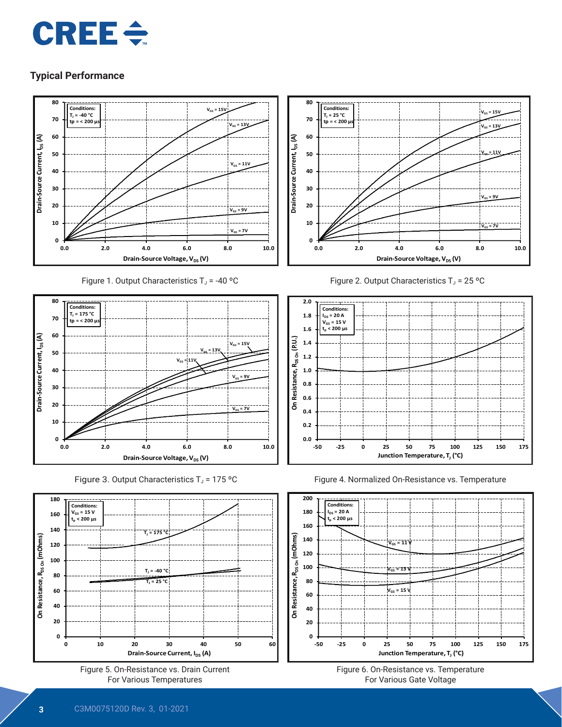## Typical Performance

Figure 1. Output Characteristics $T_J$ = -40 ºC

Figure 2. Output Characteristics $T_J$ = 25 ºC

Figure 3. Output Characteristics $T_J$ = 175 ºC

Figure 4. Normalized On-Resistance vs. Temperature

Figure 5. On-Resistance vs. Drain Current
For Various Temperatures

Figure 6. On-Resistance vs. Temperature
For Various Gate Voltage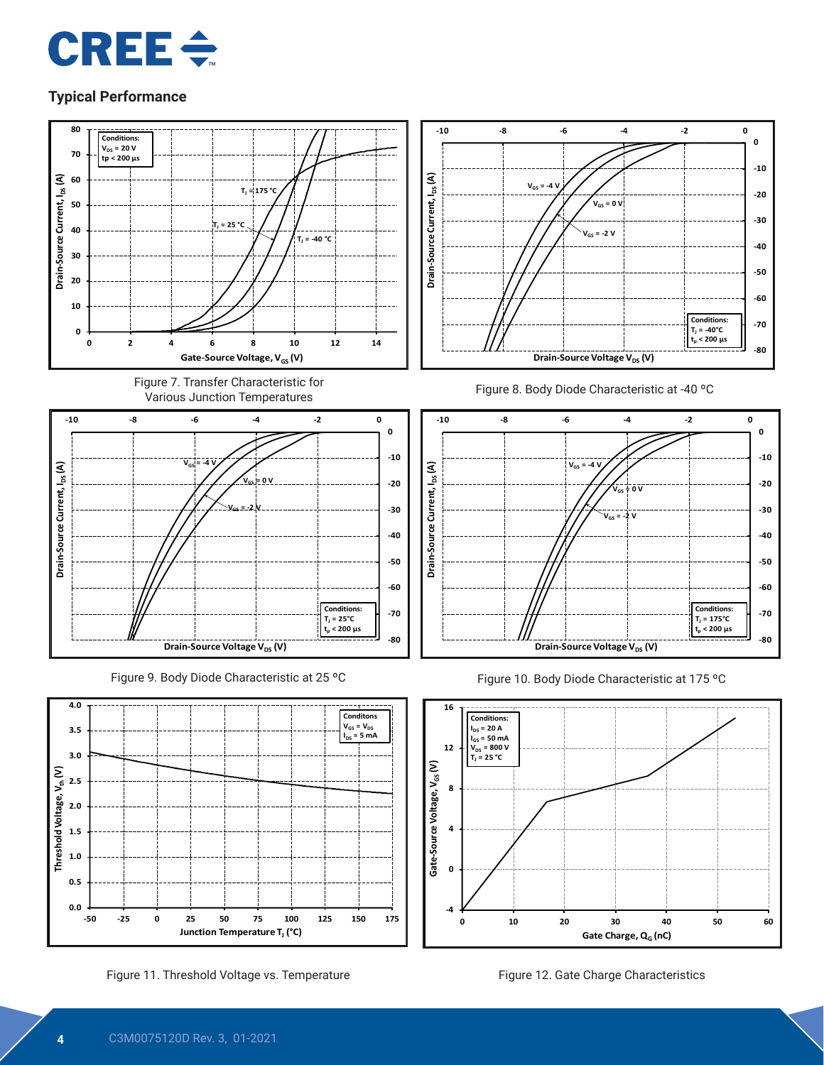## Typical Performance

Figure 7. Transfer Characteristic for Various Junction Temperatures

Figure 8. Body Diode Characteristic at -40 ºC

Figure 9. Body Diode Characteristic at 25 ºC

Figure 10. Body Diode Characteristic at 175 ºC

Figure 11. Threshold Voltage vs. Temperature

Figure 12. Gate Charge Characteristics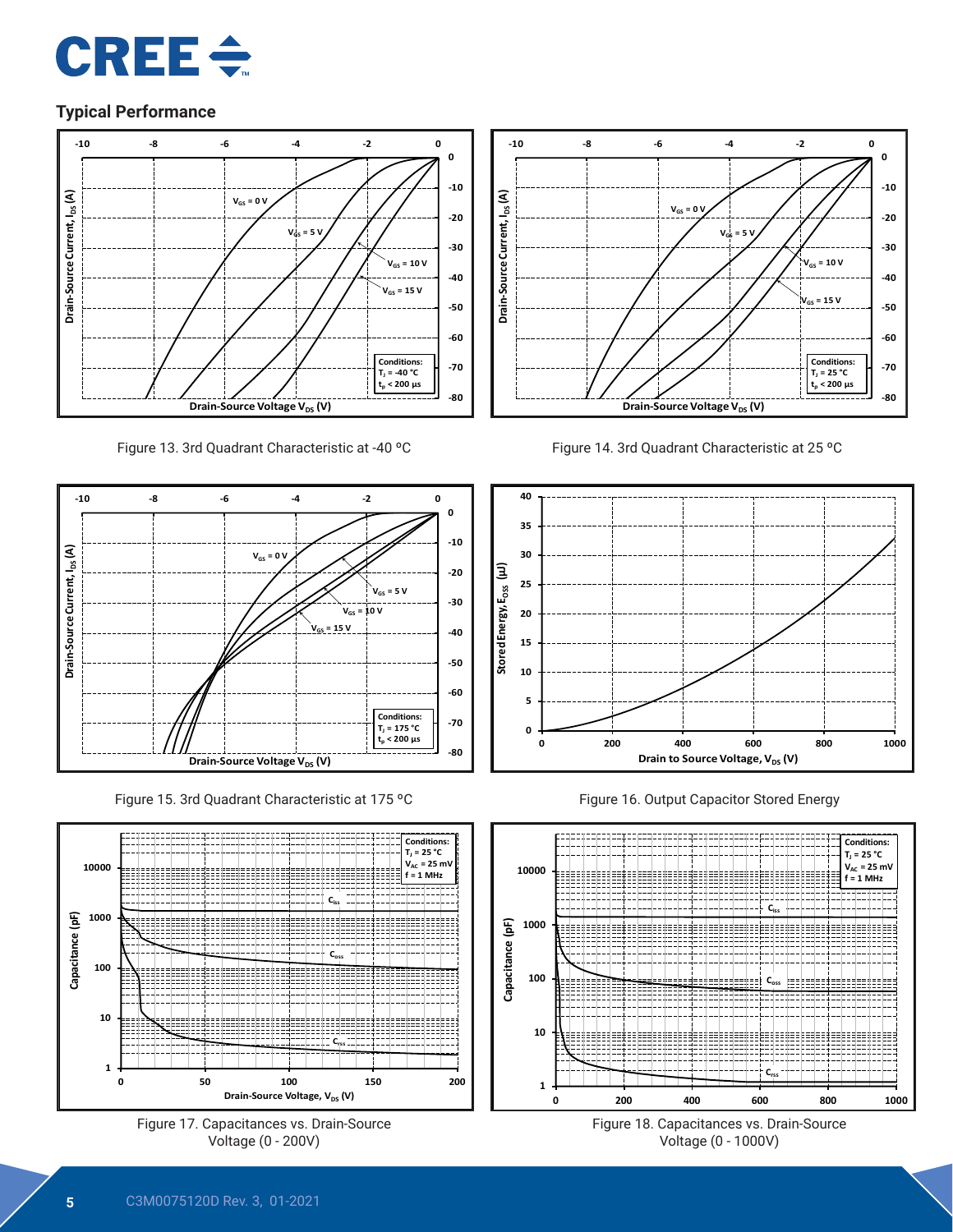## Typical Performance

Figure 13. 3rd Quadrant Characteristic at -40 °C

Figure 14. 3rd Quadrant Characteristic at 25 °C

Figure 15. 3rd Quadrant Characteristic at 175 °C

Figure 16. Output Capacitor Stored Energy

Figure 17. Capacitances vs. Drain-Source Voltage (0 - 200V)

Figure 18. Capacitances vs. Drain-Source Voltage (0 - 1000V)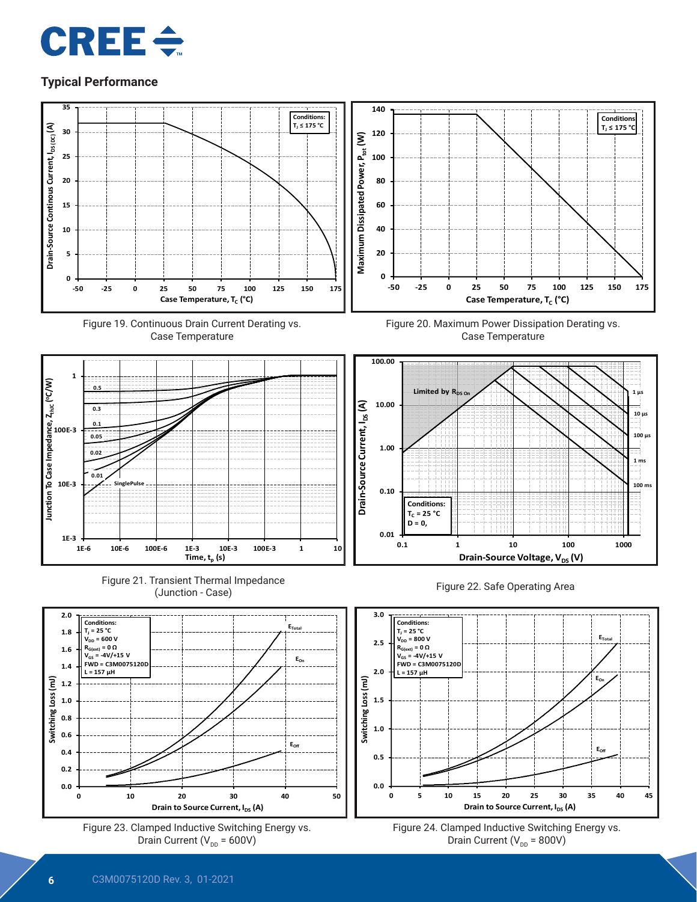## Typical Performance

Figure 19. Continuous Drain Current Derating vs. Case Temperature

Figure 20. Maximum Power Dissipation Derating vs. Case Temperature

Figure 21. Transient Thermal Impedance (Junction - Case)

Figure 22. Safe Operating Area

Figure 23. Clamped Inductive Switching Energy vs. Drain Current ($V_{DD}$ = 600V)

Figure 24. Clamped Inductive Switching Energy vs. Drain Current ($V_{DD}$ = 800V)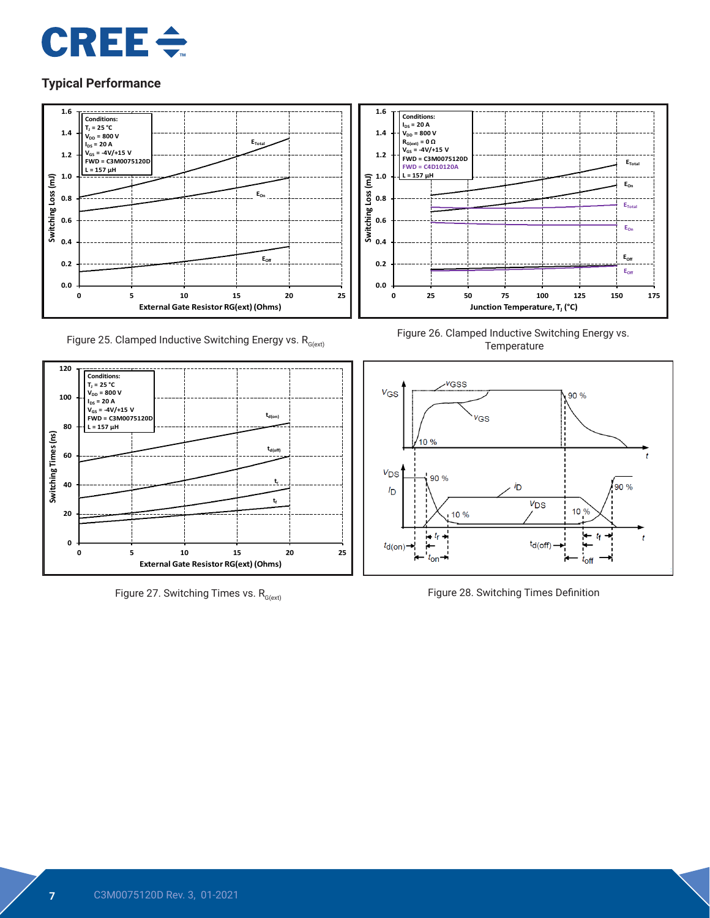## Typical Performance

Figure 25. Clamped Inductive Switching Energy vs. $R_{G(ext)}$

Figure 26. Clamped Inductive Switching Energy vs. Temperature

Figure 27. Switching Times vs. $R_{G(ext)}$

Figure 28. Switching Times Definition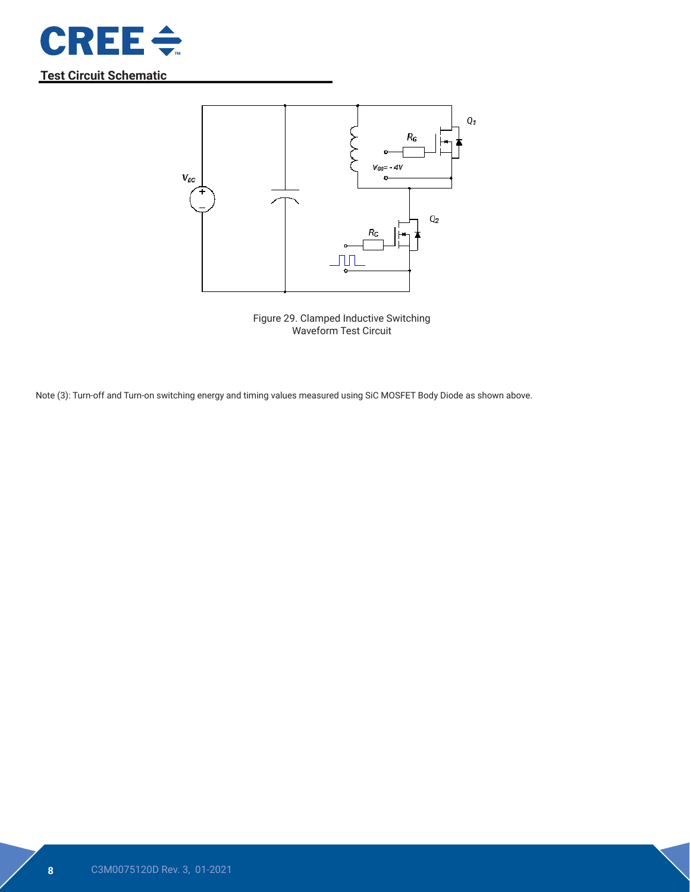## Test Circuit Schematic

Figure 29. Clamped Inductive Switching Waveform Test Circuit

Note (3): Turn-off and Turn-on switching energy and timing values measured using SiC MOSFET Body Diode as shown above.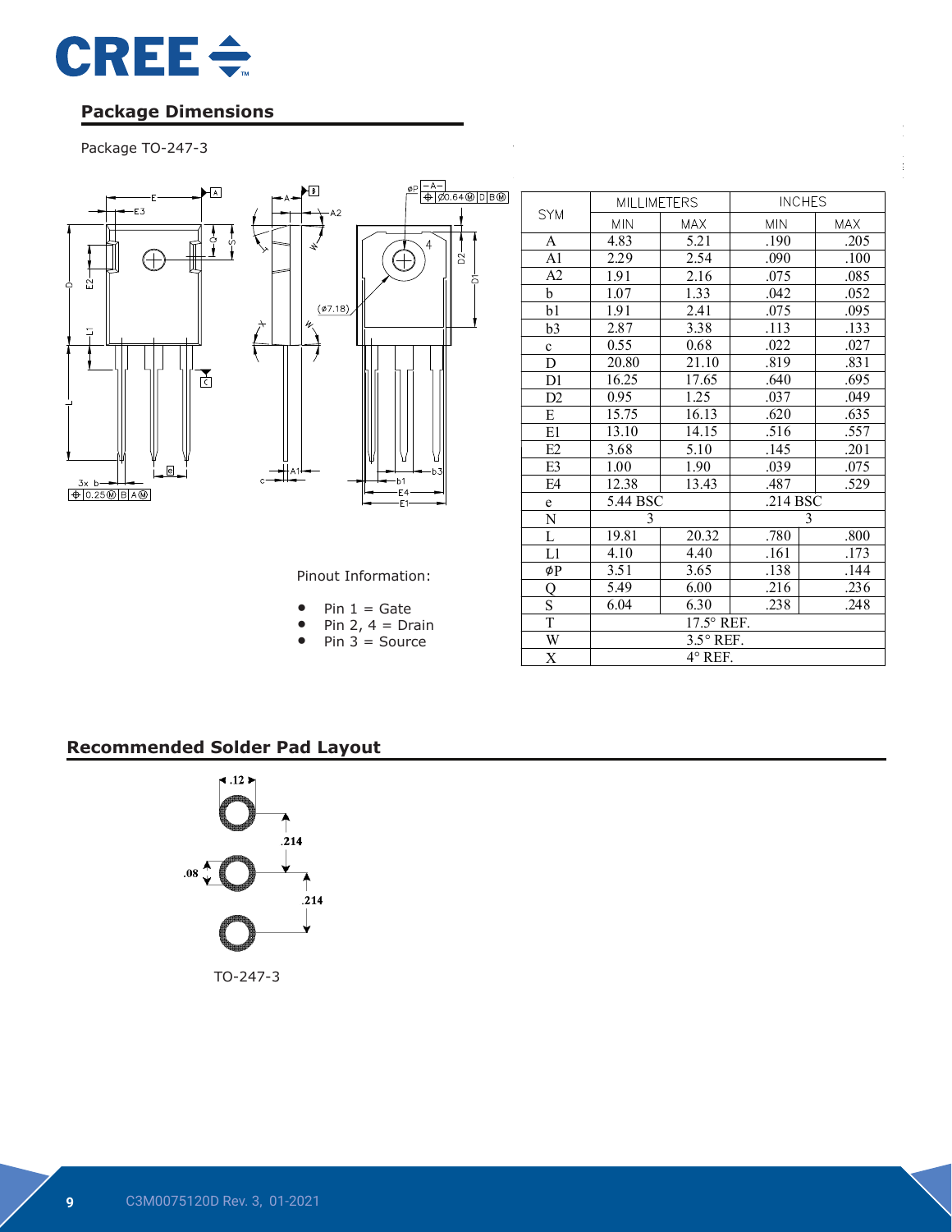## Package Dimensions

Package TO-247-3

| SYM | MILLIMETERS | | INCHES | |
|---|---|---|---|---|
| | MIN | MAX | MIN | MAX |
| A | 4.83 | 5.21 | .190 | .205 |
| A1 | 2.29 | 2.54 | .090 | .100 |
| A2 | 1.91 | 2.16 | .075 | .085 |
| b | 1.07 | 1.33 | .042 | .052 |
| b1 | 1.91 | 2.41 | .075 | .095 |
| b3 | 2.87 | 3.38 | .113 | .133 |
| c | 0.55 | 0.68 | .022 | .027 |
| D | 20.80 | 21.10 | .819 | .831 |
| D1 | 16.25 | 17.65 | .640 | .695 |
| D2 | 0.95 | 1.25 | .037 | .049 |
| E | 15.75 | 16.13 | .620 | .635 |
| E1 | 13.10 | 14.15 | .516 | .557 |
| E2 | 3.68 | 5.10 | .145 | .201 |
| E3 | 1.00 | 1.90 | .039 | .075 |
| E4 | 12.38 | 13.43 | .487 | .529 |
| e | 5.44 BSC | | .214 BSC | |
| N | 3 | | 3 | |
| L | 19.81 | 20.32 | .780 | .800 |
| L1 | 4.10 | 4.40 | .161 | .173 |
| ØP | 3.51 | 3.65 | .138 | .144 |
| Q | 5.49 | 6.00 | .216 | .236 |
| S | 6.04 | 6.30 | .238 | .248 |
| T | 17.5° REF. | | | |
| W | 3.5° REF. | | | |
| X | 4° REF. | | | |

Pinout Information:

- Pin 1 = Gate
- Pin 2, 4 = Drain
- Pin 3 = Source

## Recommended Solder Pad Layout

TO-247-3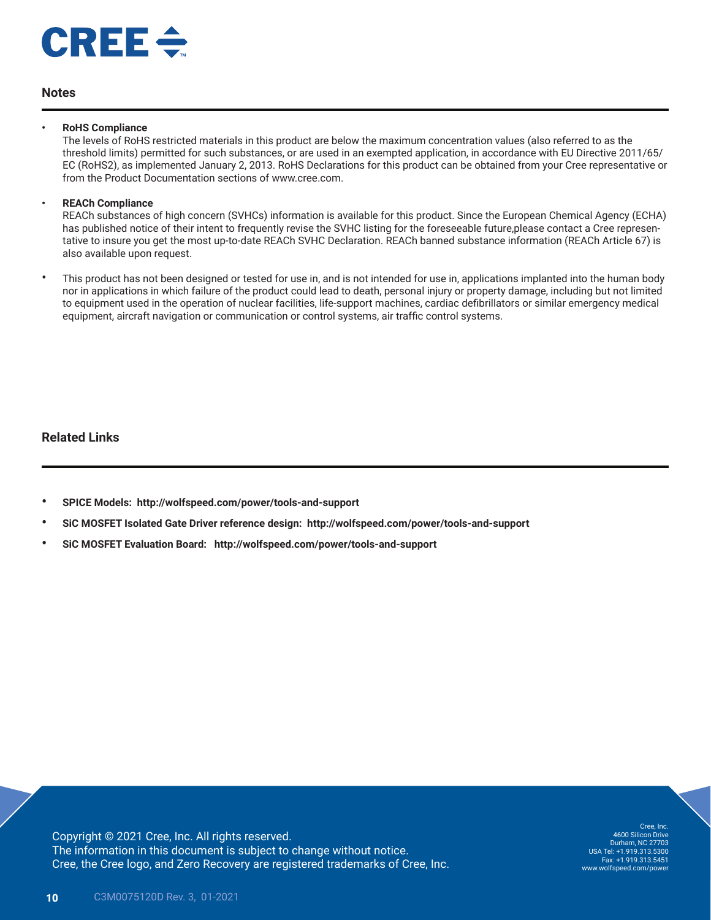## Notes

- **RoHS Compliance**
  The levels of RoHS restricted materials in this product are below the maximum concentration values (also referred to as the threshold limits) permitted for such substances, or are used in an exempted application, in accordance with EU Directive 2011/65/EC (RoHS2), as implemented January 2, 2013. RoHS Declarations for this product can be obtained from your Cree representative or from the Product Documentation sections of www.cree.com.

- **REACh Compliance**
  REACh substances of high concern (SVHCs) information is available for this product. Since the European Chemical Agency (ECHA) has published notice of their intent to frequently revise the SVHC listing for the foreseeable future,please contact a Cree representative to insure you get the most up-to-date REACh SVHC Declaration. REACh banned substance information (REACh Article 67) is also available upon request.

- This product has not been designed or tested for use in, and is not intended for use in, applications implanted into the human body nor in applications in which failure of the product could lead to death, personal injury or property damage, including but not limited to equipment used in the operation of nuclear facilities, life-support machines, cardiac defibrillators or similar emergency medical equipment, aircraft navigation or communication or control systems, air traffic control systems.

## Related Links

- **SPICE Models: http://wolfspeed.com/power/tools-and-support**
- **SiC MOSFET Isolated Gate Driver reference design: http://wolfspeed.com/power/tools-and-support**
- **SiC MOSFET Evaluation Board: http://wolfspeed.com/power/tools-and-support**

Copyright © 2021 Cree, Inc. All rights reserved.
The information in this document is subject to change without notice.
Cree, the Cree logo, and Zero Recovery are registered trademarks of Cree, Inc.

Cree, Inc.
4600 Silicon Drive
Durham, NC 27703
USA Tel: +1.919.313.5300
Fax: +1.919.313.5451
www.wolfspeed.com/power